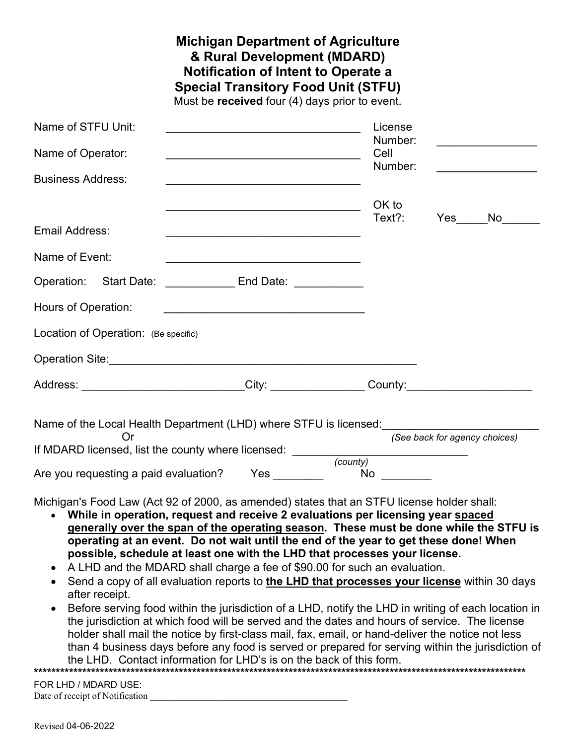# Michigan Department of Agriculture & Rural Development (MDARD) Notification of Intent to Operate a Special Transitory Food Unit (STFU)

Must be **received** four (4) days prior to event.

Name of STFU Unit: ______________________________ License Number: _______________

Name of Operator: ______________________________ Cell Number: _______________

Business Address: ______________________________

______________________________ OK to Text?: Yes_____No______

Email Address: ______________________________

Name of Event: ______________________________

Operation: Start Date: ___________ End Date: ___________

Hours of Operation: ______________________________

Location of Operation: (Be specific)

Operation Site:_______________________________________________

Address: _________________________City: ______________ County:___________________

Name of the Local Health Department (LHD) where STFU is licensed:________________________
Or *(See back for agency choices)*
If MDARD licensed, list the county where licensed: ___________________________
*(county)*

Are you requesting a paid evaluation? Yes ________ No ________

Michigan's Food Law (Act 92 of 2000, as amended) states that an STFU license holder shall:

- **While in operation, request and receive 2 evaluations per licensing year <u>spaced generally over the span of the operating season</u>. These must be done while the STFU is operating at an event. Do not wait until the end of the year to get these done! When possible, schedule at least one with the LHD that processes your license.**
- A LHD and the MDARD shall charge a fee of $90.00 for such an evaluation.
- Send a copy of all evaluation reports to **<u>the LHD that processes your license</u>** within 30 days after receipt.
- Before serving food within the jurisdiction of a LHD, notify the LHD in writing of each location in the jurisdiction at which food will be served and the dates and hours of service. The license holder shall mail the notice by first-class mail, fax, email, or hand-deliver the notice not less than 4 business days before any food is served or prepared for serving within the jurisdiction of the LHD. Contact information for LHD's is on the back of this form.

**************************************************************************************************************

FOR LHD / MDARD USE:
Date of receipt of Notification ________________________________________

Revised 04-06-2022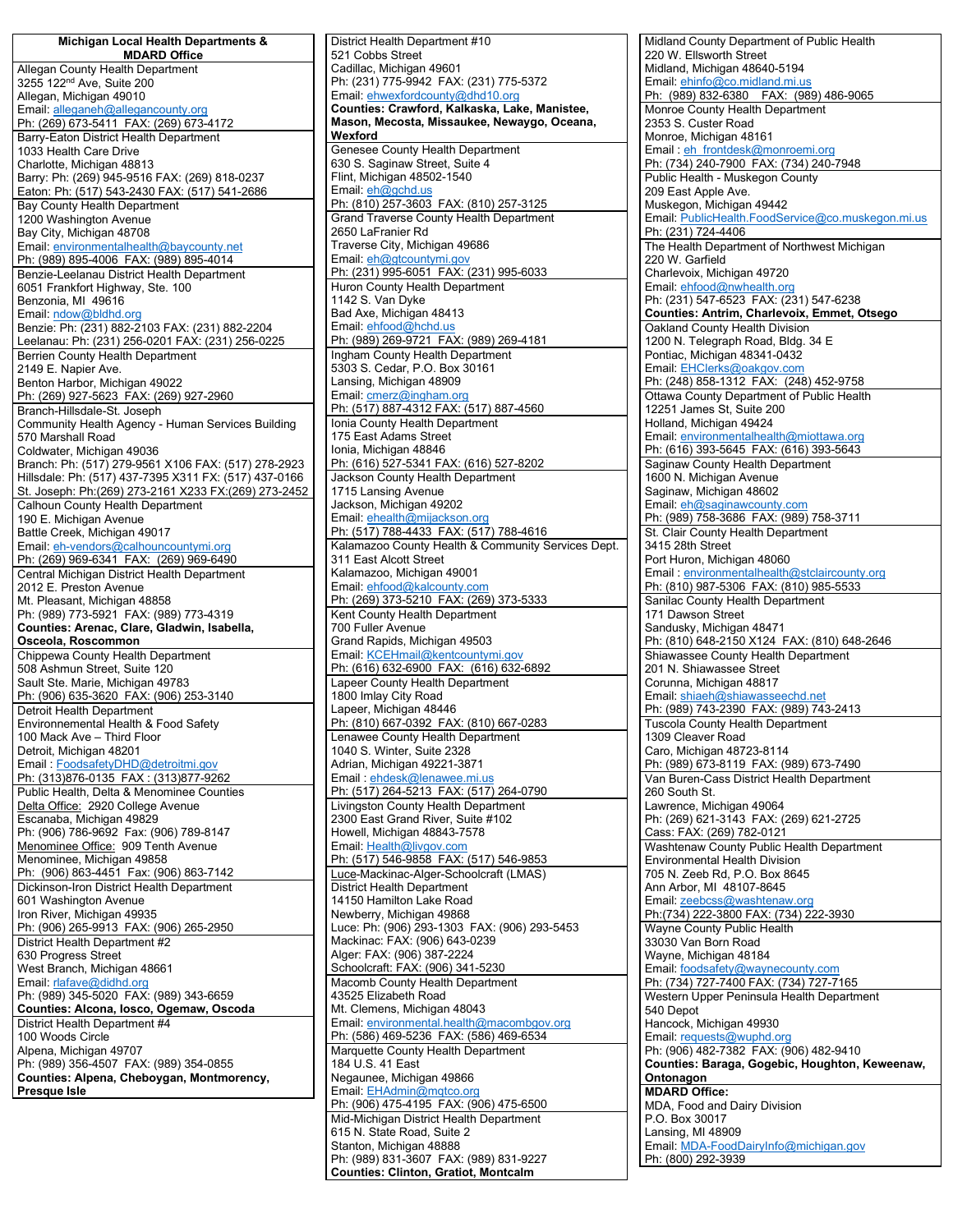## Michigan Local Health Departments & MDARD Office

**Allegan County Health Department**
3255 122nd Ave, Suite 200
Allegan, Michigan 49010
Email: alleganeh@allegancounty.org
Ph: (269) 673-5411 FAX: (269) 673-4172

**Barry-Eaton District Health Department**
1033 Health Care Drive
Charlotte, Michigan 48813
Barry: Ph: (269) 945-9516 FAX: (269) 818-0237
Eaton: Ph: (517) 543-2430 FAX: (517) 541-2686

**Bay County Health Department**
1200 Washington Avenue
Bay City, Michigan 48708
Email: environmentalhealth@baycounty.net
Ph: (989) 895-4006 FAX: (989) 895-4014

**Benzie-Leelanau District Health Department**
6051 Frankfort Highway, Ste. 100
Benzonia, MI 49616
Email: ndow@bldhd.org
Benzie: Ph: (231) 882-2103 FAX: (231) 882-2204
Leelanau: Ph: (231) 256-0201 FAX: (231) 256-0225

**Berrien County Health Department**
2149 E. Napier Ave.
Benton Harbor, Michigan 49022
Ph: (269) 927-5623 FAX: (269) 927-2960

**Branch-Hillsdale-St. Joseph**
Community Health Agency - Human Services Building
570 Marshall Road
Coldwater, Michigan 49036
Branch: Ph: (517) 279-9561 X106 FAX: (517) 278-2923
Hillsdale: Ph: (517) 437-7395 X311 FX: (517) 437-0166
St. Joseph: Ph:(269) 273-2161 X233 FX:(269) 273-2452

**Calhoun County Health Department**
190 E. Michigan Avenue
Battle Creek, Michigan 49017
Email: eh-vendors@calhouncountymi.org
Ph: (269) 969-6341 FAX: (269) 969-6490

**Central Michigan District Health Department**
2012 E. Preston Avenue
Mt. Pleasant, Michigan 48858
Ph: (989) 773-5921 FAX: (989) 773-4319
**Counties: Arenac, Clare, Gladwin, Isabella, Osceola, Roscommon**

**Chippewa County Health Department**
508 Ashmun Street, Suite 120
Sault Ste. Marie, Michigan 49783
Ph: (906) 635-3620 FAX: (906) 253-3140

**Detroit Health Department**
Environnemental Health & Food Safety
100 Mack Ave – Third Floor
Detroit, Michigan 48201
Email : FoodsafetyDHD@detroitmi.gov
Ph: (313)876-0135 FAX : (313)877-9262

**Public Health, Delta & Menominee Counties**
Delta Office: 2920 College Avenue
Escanaba, Michigan 49829
Ph: (906) 786-9692 Fax: (906) 789-8147
Menominee Office: 909 Tenth Avenue
Menominee, Michigan 49858
Ph: (906) 863-4451 Fax: (906) 863-7142

**Dickinson-Iron District Health Department**
601 Washington Avenue
Iron River, Michigan 49935
Ph: (906) 265-9913 FAX: (906) 265-2950

**District Health Department #2**
630 Progress Street
West Branch, Michigan 48661
Email: rlafave@dhd2.org
Ph: (989) 345-5020 FAX: (989) 343-6659
**Counties: Alcona, Iosco, Ogemaw, Oscoda**

**District Health Department #4**
100 Woods Circle
Alpena, Michigan 49707
Ph: (989) 356-4507 FAX: (989) 354-0855
**Counties: Alpena, Cheboygan, Montmorency, Presque Isle**

**District Health Department #10**
521 Cobbs Street
Cadillac, Michigan 49601
Ph: (231) 775-9942 FAX: (231) 775-5372
Email: ehwexfordcounty@dhd10.org
**Counties: Crawford, Kalkaska, Lake, Manistee, Mason, Mecosta, Missaukee, Newaygo, Oceana, Wexford**

**Genesee County Health Department**
630 S. Saginaw Street, Suite 4
Flint, Michigan 48502-1540
Email: eh@gchd.us
Ph: (810) 257-3603 FAX: (810) 257-3125

**Grand Traverse County Health Department**
2650 LaFranier Rd
Traverse City, Michigan 49686
Email: eh@gtcountymi.gov
Ph: (231) 995-6051 FAX: (231) 995-6033

**Huron County Health Department**
1142 S. Van Dyke
Bad Axe, Michigan 48413
Email: ehfood@hchd.us
Ph: (989) 269-9721 FAX: (989) 269-4181

**Ingham County Health Department**
5303 S. Cedar, P.O. Box 30161
Lansing, Michigan 48909
Email: cmerz@ingham.org
Ph: (517) 887-4312 FAX: (517) 887-4560

**Ionia County Health Department**
175 East Adams Street
Ionia, Michigan 48846
Ph: (616) 527-5341 FAX: (616) 527-8202

**Jackson County Health Department**
1715 Lansing Avenue
Jackson, Michigan 49202
Email: ehealth@mijackson.org
Ph: (517) 788-4433 FAX: (517) 788-4616

**Kalamazoo County Health & Community Services Dept.**
311 East Alcott Street
Kalamazoo, Michigan 49001
Email: ehfood@kalcounty.com
Ph: (269) 373-5210 FAX: (269) 373-5333

**Kent County Health Department**
700 Fuller Avenue
Grand Rapids, Michigan 49503
Email: KCEHmail@kentcountymi.gov
Ph: (616) 632-6900 FAX: (616) 632-6892

**Lapeer County Health Department**
1800 Imlay City Road
Lapeer, Michigan 48446
Ph: (810) 667-0392 FAX: (810) 667-0283

**Lenawee County Health Department**
1040 S. Winter, Suite 2328
Adrian, Michigan 49221-3871
Email : ehdesk@lenawee.mi.us
Ph: (517) 264-5213 FAX: (517) 264-0790

**Livingston County Health Department**
2300 East Grand River, Suite #102
Howell, Michigan 48843-7578
Email: Health@livgov.com
Ph: (517) 546-9858 FAX: (517) 546-9853

**Luce-Mackinac-Alger-Schoolcraft (LMAS) District Health Department**
14150 Hamilton Lake Road
Newberry, Michigan 49868
Luce: Ph: (906) 293-1303 FAX: (906) 293-5453
Mackinac: FAX: (906) 643-0239
Alger: FAX: (906) 387-2224
Schoolcraft: FAX: (906) 341-5230

**Macomb County Health Department**
43525 Elizabeth Road
Mt. Clemens, Michigan 48043
Email: environmental.health@macombgov.org
Ph: (586) 469-5236 FAX: (586) 469-6534

**Marquette County Health Department**
184 U.S. 41 East
Negaunee, Michigan 49866
Email: EHAdmin@mqtco.org
Ph: (906) 475-4195 FAX: (906) 475-6500

**Mid-Michigan District Health Department**
615 N. State Road, Suite 2
Stanton, Michigan 48888
Ph: (989) 831-3607 FAX: (989) 831-9227
**Counties: Clinton, Gratiot, Montcalm**

**Midland County Department of Public Health**
220 W. Ellsworth Street
Midland, Michigan 48640-5194
Email: ehinfo@co.midland.mi.us
Ph: (989) 832-6380 FAX: (989) 486-9065

**Monroe County Health Department**
2353 S. Custer Road
Monroe, Michigan 48161
Email : eh_frontdesk@monroemi.org
Ph: (734) 240-7900 FAX: (734) 240-7948

**Public Health - Muskegon County**
209 East Apple Ave.
Muskegon, Michigan 49442
Email: PublicHealth.FoodService@co.muskegon.mi.us
Ph: (231) 724-4406

**The Health Department of Northwest Michigan**
220 W. Garfield
Charlevoix, Michigan 49720
Email: ehfood@nwhealth.org
Ph: (231) 547-6523 FAX: (231) 547-6238
**Counties: Antrim, Charlevoix, Emmet, Otsego**

**Oakland County Health Division**
1200 N. Telegraph Road, Bldg. 34 E
Pontiac, Michigan 48341-0432
Email: EHClerks@oakgov.com
Ph: (248) 858-1312 FAX: (248) 452-9758

**Ottawa County Department of Public Health**
12251 James St, Suite 200
Holland, Michigan 49424
Email: environmentalhealth@miottawa.org
Ph: (616) 393-5645 FAX: (616) 393-5643

**Saginaw County Health Department**
1600 N. Michigan Avenue
Saginaw, Michigan 48602
Email: eh@saginawcounty.com
Ph: (989) 758-3686 FAX: (989) 758-3711

**St. Clair County Health Department**
3415 28th Street
Port Huron, Michigan 48060
Email : environmentalhealth@stclaircounty.org
Ph: (810) 987-5306 FAX: (810) 985-5533

**Sanilac County Health Department**
171 Dawson Street
Sandusky, Michigan 48471
Ph: (810) 648-2150 X124 FAX: (810) 648-2646

**Shiawassee County Health Department**
201 N. Shiawassee Street
Corunna, Michigan 48817
Email: shiaeh@shiawasseechd.net
Ph: (989) 743-2390 FAX: (989) 743-2413

**Tuscola County Health Department**
1309 Cleaver Road
Caro, Michigan 48723-8114
Ph: (989) 673-8119 FAX: (989) 673-7490

**Van Buren-Cass District Health Department**
260 South St.
Lawrence, Michigan 49064
Ph: (269) 621-3143 FAX: (269) 621-2725
Cass: FAX: (269) 782-0121

**Washtenaw County Public Health Department**
Environmental Health Division
705 N. Zeeb Rd, P.O. Box 8645
Ann Arbor, MI 48107-8645
Email: zeebcss@washtenaw.org
Ph:(734) 222-3800 FAX: (734) 222-3930

**Wayne County Public Health**
33030 Van Born Road
Wayne, Michigan 48184
Email: foodsafety@waynecounty.com
Ph: (734) 727-7400 FAX: (734) 727-7165

**Western Upper Peninsula Health Department**
540 Depot
Hancock, Michigan 49930
Email: requests@wuphd.org
Ph: (906) 482-7382 FAX: (906) 482-9410
**Counties: Baraga, Gogebic, Houghton, Keweenaw, Ontonagon**

**MDARD Office:**
MDA, Food and Dairy Division
P.O. Box 30017
Lansing, MI 48909
Email: MDA-FoodDairyInfo@michigan.gov
Ph: (800) 292-3939